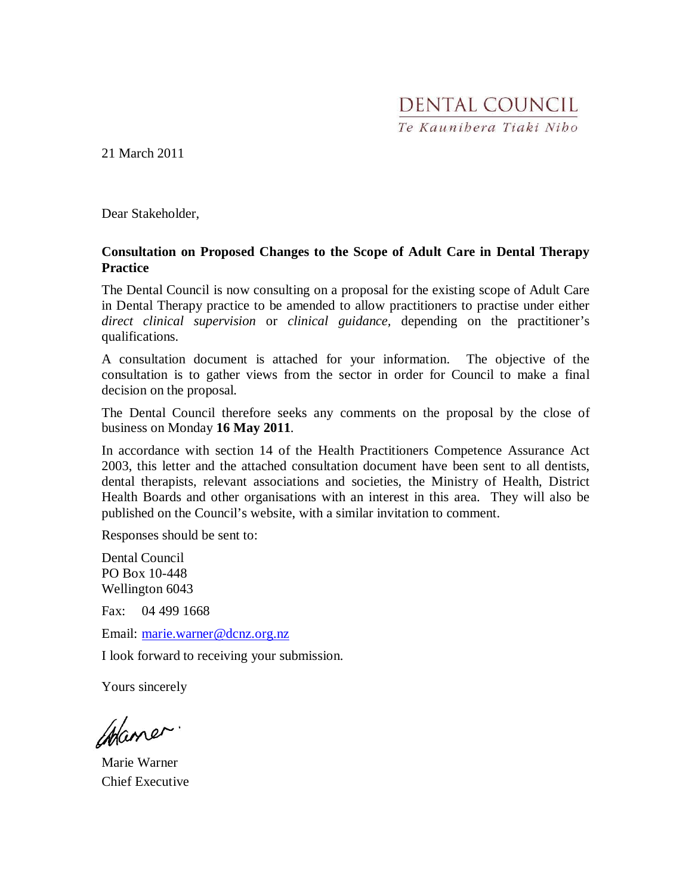DENTAL COUNCIL
*Te Kaunihera Tiaki Niho*

21 March 2011

Dear Stakeholder,

**Consultation on Proposed Changes to the Scope of Adult Care in Dental Therapy Practice**

The Dental Council is now consulting on a proposal for the existing scope of Adult Care in Dental Therapy practice to be amended to allow practitioners to practise under either *direct clinical supervision* or *clinical guidance*, depending on the practitioner's qualifications.

A consultation document is attached for your information. The objective of the consultation is to gather views from the sector in order for Council to make a final decision on the proposal.

The Dental Council therefore seeks any comments on the proposal by the close of business on Monday **16 May 2011**.

In accordance with section 14 of the Health Practitioners Competence Assurance Act 2003, this letter and the attached consultation document have been sent to all dentists, dental therapists, relevant associations and societies, the Ministry of Health, District Health Boards and other organisations with an interest in this area. They will also be published on the Council's website, with a similar invitation to comment.

Responses should be sent to:

Dental Council
PO Box 10-448
Wellington 6043

Fax: 04 499 1668

Email: marie.warner@dcnz.org.nz

I look forward to receiving your submission.

Yours sincerely

Marie Warner
Chief Executive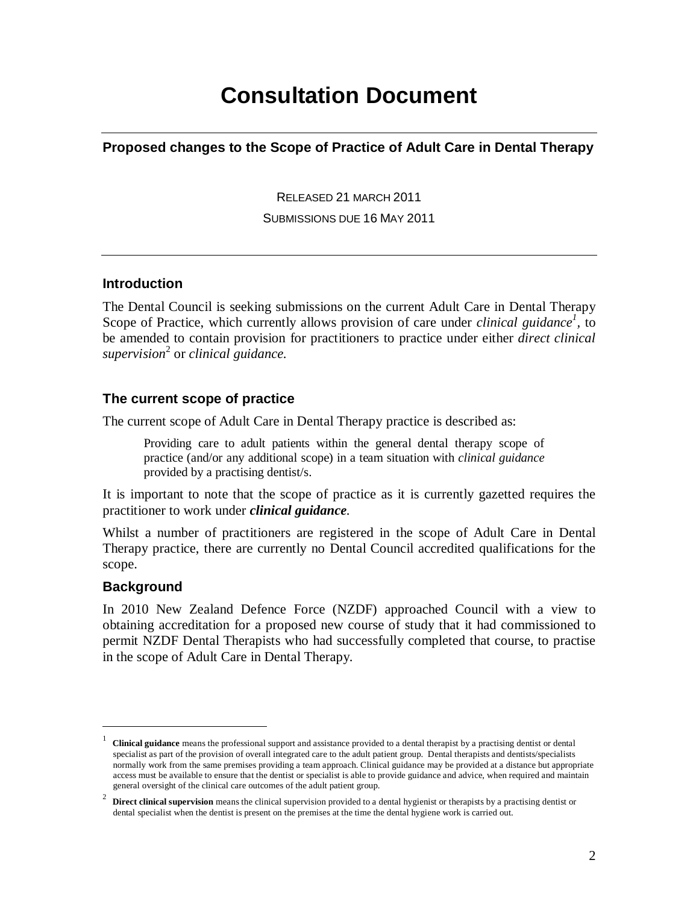# Consultation Document

---

### Proposed changes to the Scope of Practice of Adult Care in Dental Therapy

RELEASED 21 MARCH 2011

SUBMISSIONS DUE 16 MAY 2011

---

### Introduction

The Dental Council is seeking submissions on the current Adult Care in Dental Therapy Scope of Practice, which currently allows provision of care under *clinical guidance*[1], to be amended to contain provision for practitioners to practice under either *direct clinical supervision*[2] or *clinical guidance.*

### The current scope of practice

The current scope of Adult Care in Dental Therapy practice is described as:

> Providing care to adult patients within the general dental therapy scope of practice (and/or any additional scope) in a team situation with *clinical guidance* provided by a practising dentist/s.

It is important to note that the scope of practice as it is currently gazetted requires the practitioner to work under ***clinical guidance***.

Whilst a number of practitioners are registered in the scope of Adult Care in Dental Therapy practice, there are currently no Dental Council accredited qualifications for the scope.

### Background

In 2010 New Zealand Defence Force (NZDF) approached Council with a view to obtaining accreditation for a proposed new course of study that it had commissioned to permit NZDF Dental Therapists who had successfully completed that course, to practise in the scope of Adult Care in Dental Therapy.

---

[1] **Clinical guidance** means the professional support and assistance provided to a dental therapist by a practising dentist or dental specialist as part of the provision of overall integrated care to the adult patient group. Dental therapists and dentists/specialists normally work from the same premises providing a team approach. Clinical guidance may be provided at a distance but appropriate access must be available to ensure that the dentist or specialist is able to provide guidance and advice, when required and maintain general oversight of the clinical care outcomes of the adult patient group.

[2] **Direct clinical supervision** means the clinical supervision provided to a dental hygienist or therapists by a practising dentist or dental specialist when the dentist is present on the premises at the time the dental hygiene work is carried out.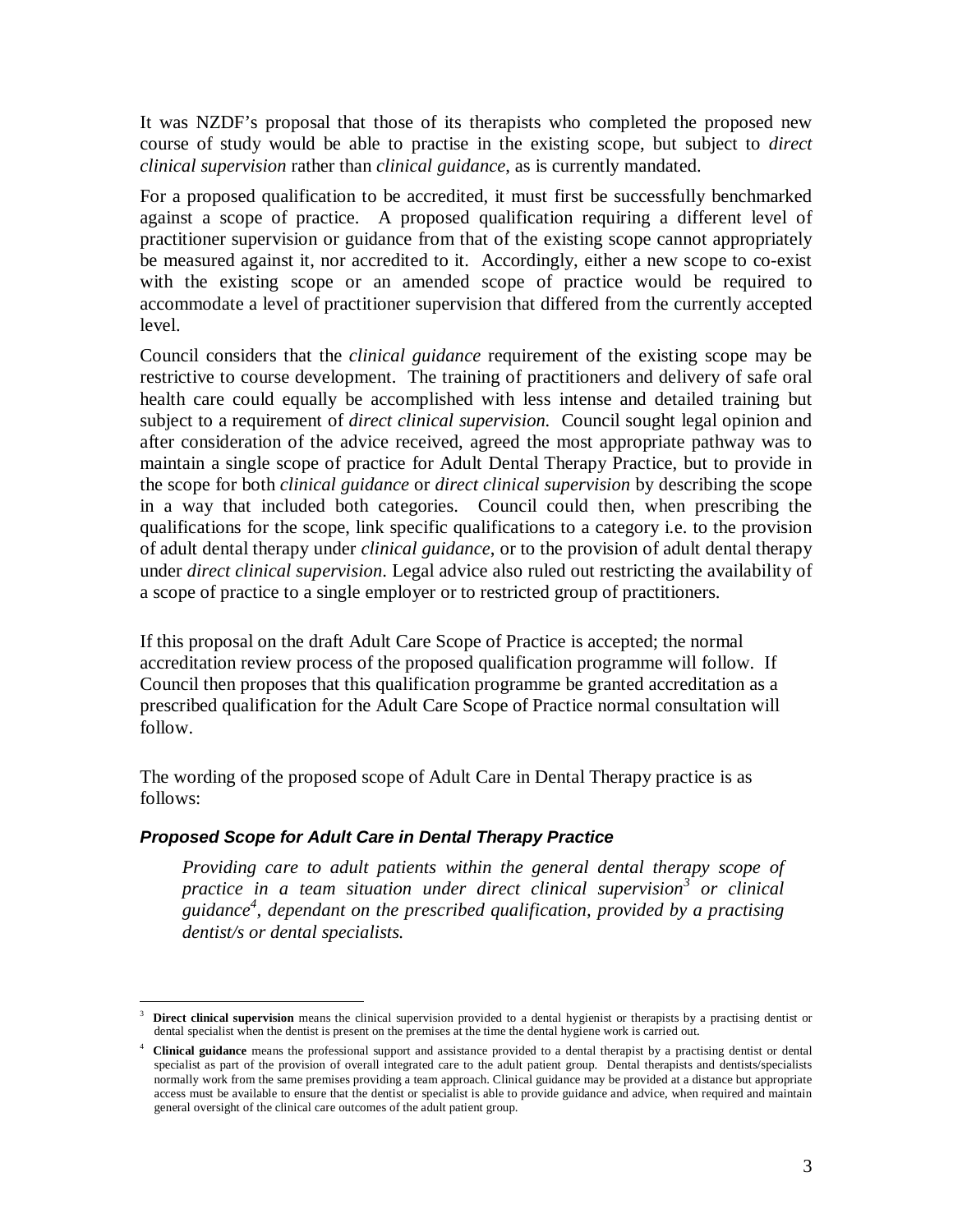It was NZDF's proposal that those of its therapists who completed the proposed new course of study would be able to practise in the existing scope, but subject to *direct clinical supervision* rather than *clinical guidance*, as is currently mandated.

For a proposed qualification to be accredited, it must first be successfully benchmarked against a scope of practice. A proposed qualification requiring a different level of practitioner supervision or guidance from that of the existing scope cannot appropriately be measured against it, nor accredited to it. Accordingly, either a new scope to co-exist with the existing scope or an amended scope of practice would be required to accommodate a level of practitioner supervision that differed from the currently accepted level.

Council considers that the *clinical guidance* requirement of the existing scope may be restrictive to course development. The training of practitioners and delivery of safe oral health care could equally be accomplished with less intense and detailed training but subject to a requirement of *direct clinical supervision.* Council sought legal opinion and after consideration of the advice received, agreed the most appropriate pathway was to maintain a single scope of practice for Adult Dental Therapy Practice, but to provide in the scope for both *clinical guidance* or *direct clinical supervision* by describing the scope in a way that included both categories. Council could then, when prescribing the qualifications for the scope, link specific qualifications to a category i.e. to the provision of adult dental therapy under *clinical guidance*, or to the provision of adult dental therapy under *direct clinical supervision*. Legal advice also ruled out restricting the availability of a scope of practice to a single employer or to restricted group of practitioners.

If this proposal on the draft Adult Care Scope of Practice is accepted; the normal accreditation review process of the proposed qualification programme will follow. If Council then proposes that this qualification programme be granted accreditation as a prescribed qualification for the Adult Care Scope of Practice normal consultation will follow.

The wording of the proposed scope of Adult Care in Dental Therapy practice is as follows:

### *Proposed Scope for Adult Care in Dental Therapy Practice*

> *Providing care to adult patients within the general dental therapy scope of practice in a team situation under direct clinical supervision[3] or clinical guidance[4], dependant on the prescribed qualification, provided by a practising dentist/s or dental specialists.*

---

[3] **Direct clinical supervision** means the clinical supervision provided to a dental hygienist or therapists by a practising dentist or dental specialist when the dentist is present on the premises at the time the dental hygiene work is carried out.

[4] **Clinical guidance** means the professional support and assistance provided to a dental therapist by a practising dentist or dental specialist as part of the provision of overall integrated care to the adult patient group. Dental therapists and dentists/specialists normally work from the same premises providing a team approach. Clinical guidance may be provided at a distance but appropriate access must be available to ensure that the dentist or specialist is able to provide guidance and advice, when required and maintain general oversight of the clinical care outcomes of the adult patient group.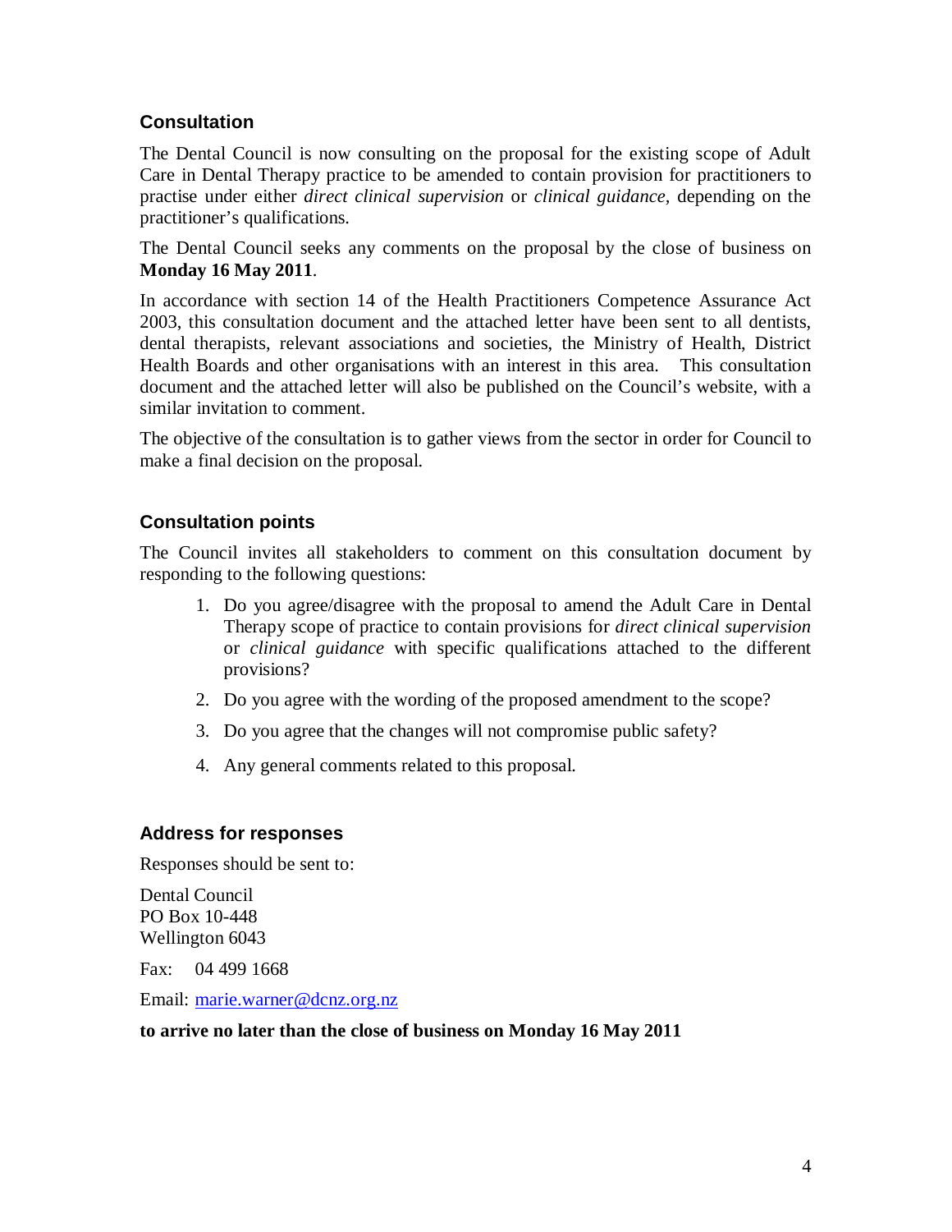## Consultation

The Dental Council is now consulting on the proposal for the existing scope of Adult Care in Dental Therapy practice to be amended to contain provision for practitioners to practise under either *direct clinical supervision* or *clinical guidance*, depending on the practitioner's qualifications.

The Dental Council seeks any comments on the proposal by the close of business on **Monday 16 May 2011**.

In accordance with section 14 of the Health Practitioners Competence Assurance Act 2003, this consultation document and the attached letter have been sent to all dentists, dental therapists, relevant associations and societies, the Ministry of Health, District Health Boards and other organisations with an interest in this area. This consultation document and the attached letter will also be published on the Council's website, with a similar invitation to comment.

The objective of the consultation is to gather views from the sector in order for Council to make a final decision on the proposal.

## Consultation points

The Council invites all stakeholders to comment on this consultation document by responding to the following questions:

1. Do you agree/disagree with the proposal to amend the Adult Care in Dental Therapy scope of practice to contain provisions for *direct clinical supervision* or *clinical guidance* with specific qualifications attached to the different provisions?
2. Do you agree with the wording of the proposed amendment to the scope?
3. Do you agree that the changes will not compromise public safety?
4. Any general comments related to this proposal.

## Address for responses

Responses should be sent to:

Dental Council
PO Box 10-448
Wellington 6043

Fax: 04 499 1668

Email: [marie.warner@dcnz.org.nz](mailto:marie.warner@dcnz.org.nz)

**to arrive no later than the close of business on Monday 16 May 2011**